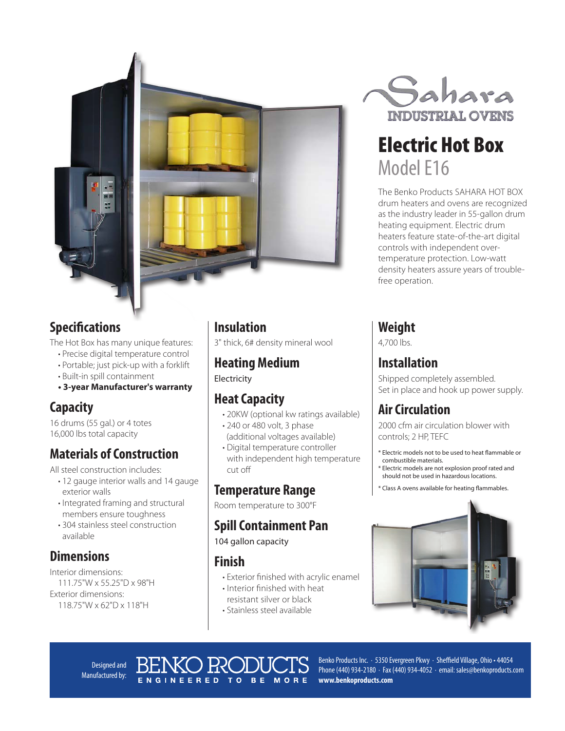Sahara
INDUSTRIAL OVENS

# Electric Hot Box

## Model E16

The Benko Products SAHARA HOT BOX drum heaters and ovens are recognized as the industry leader in 55-gallon drum heating equipment. Electric drum heaters feature state-of-the-art digital controls with independent over-temperature protection. Low-watt density heaters assure years of trouble-free operation.

## Specifications

The Hot Box has many unique features:

- Precise digital temperature control
- Portable; just pick-up with a forklift
- Built-in spill containment
- **3-year Manufacturer's warranty**

## Capacity

16 drums (55 gal.) or 4 totes
16,000 lbs total capacity

## Materials of Construction

All steel construction includes:

- 12 gauge interior walls and 14 gauge exterior walls
- Integrated framing and structural members ensure toughness
- 304 stainless steel construction available

## Dimensions

Interior dimensions:
111.75"W x 55.25"D x 98"H
Exterior dimensions:
118.75"W x 62"D x 118"H

## Insulation

3" thick, 6# density mineral wool

## Heating Medium

Electricity

## Heat Capacity

- 20KW (optional kw ratings available)
- 240 or 480 volt, 3 phase (additional voltages available)
- Digital temperature controller with independent high temperature cut off

## Temperature Range

Room temperature to 300°F

## Spill Containment Pan

104 gallon capacity

## Finish

- Exterior finished with acrylic enamel
- Interior finished with heat resistant silver or black
- Stainless steel available

## Weight

4,700 lbs.

## Installation

Shipped completely assembled.
Set in place and hook up power supply.

## Air Circulation

2000 cfm air circulation blower with controls; 2 HP, TEFC

* Electric models not to be used to heat flammable or combustible materials.
* Electric models are not explosion proof rated and should not be used in hazardous locations.
* Class A ovens available for heating flammables.

Designed and Manufactured by: BENKO PRODUCTS ENGINEERED TO BE MORE

Benko Products Inc. · 5350 Evergreen Pkwy · Sheffield Village, Ohio • 44054
Phone (440) 934-2180 · Fax (440) 934-4052 · email: sales@benkoproducts.com
**www.benkoproducts.com**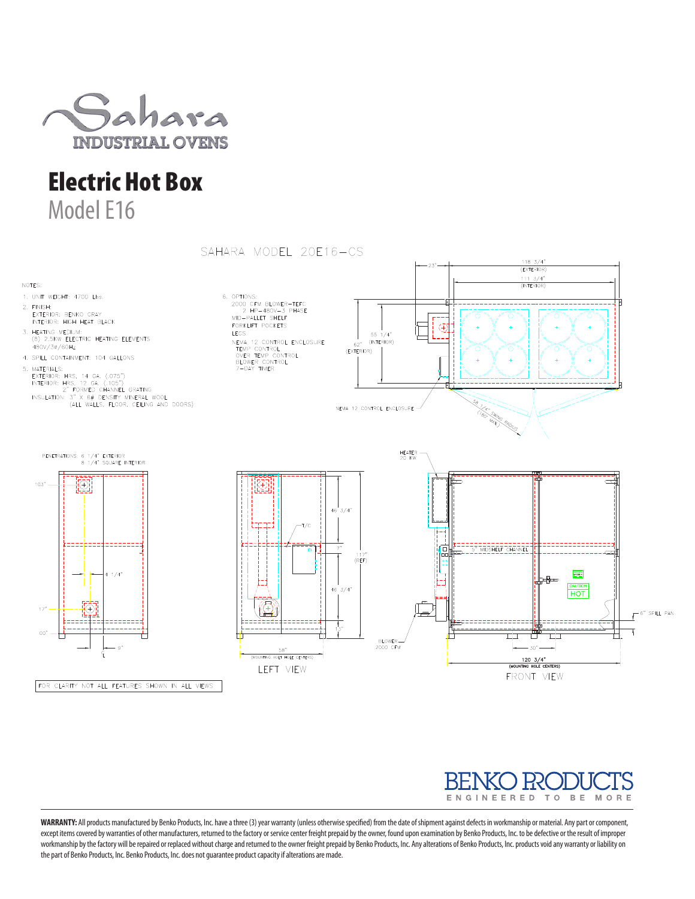Sahara
INDUSTRIAL OVENS

# Electric Hot Box

## Model E16

SAHARA MODEL 20E16-CS

NOTES:

1. UNIT WEIGHT: 4700 LBS.
2. FINISH:
   EXTERIOR: BENKO GRAY
   INTERIOR: HIGH HEAT BLACK
3. HEATING MEDIUM:
   (8) 2.5KW ELECTRIC HEATING ELEMENTS
   480V/3ø/60Hz
4. SPILL CONTAINMENT: 104 GALLONS
5. MATERIALS:
   EXTERIOR: HRS. 14 GA. (.075")
   INTERIOR: HRS. 12 GA. (.105")
   2" FORMED CHANNEL GRATING
   INSULATION: 3" X 6# DENSITY MINERAL WOOL
   (ALL WALLS, FLOOR, CEILING AND DOORS)
6. OPTIONS:
   2000 CFM BLOWER-TEFC
   2 HP-480V-3 PHASE
   MID-PALLET SHELF
   FORKLIFT POCKETS
   LEGS
   NEMA 12 CONTROL ENCLOSURE
   TEMP CONTROL
   OVER TEMP CONTROL
   BLOWER CONTROL
   7-DAY TIMER

23"
118 3/4" (EXTERIOR)
111 3/4" (INTERIOR)
62" (EXTERIOR)
55 1/4" (INTERIOR)
NEMA 12 CONTROL ENCLOSURE
58 1/4" SWING RADIUS (180° MAX)

PENETRATIONS: 6 1/4" EXTERIOR
8 1/4" SQUARE INTERIOR

103"
4 1/4"
17"
00"
9"

T/C
46 3/4"
7"
117" (REF)
46 3/4"
12"
58" (MOUNTING BOLT HOLE CENTERS)

LEFT VIEW

HEATER 20 KW
5" MID-SHELF CHANNEL
CAUTION HOT
6" SPILL PAN
BLOWER 2000 CFM
30"
120 3/4" (MOUNTING HOLE CENTERS)

FRONT VIEW

FOR CLARITY NOT ALL FEATURES SHOWN IN ALL VIEWS

BENKO PRODUCTS
ENGINEERED TO BE MORE

**WARRANTY:** All products manufactured by Benko Products, Inc. have a three (3) year warranty (unless otherwise specified) from the date of shipment against defects in workmanship or material. Any part or component, except items covered by warranties of other manufacturers, returned to the factory or service center freight prepaid by the owner, found upon examination by Benko Products, Inc. to be defective or the result of improper workmanship by the factory will be repaired or replaced without charge and returned to the owner freight prepaid by Benko Products, Inc. Any alterations of Benko Products, Inc. products void any warranty or liability on the part of Benko Products, Inc. Benko Products, Inc. does not guarantee product capacity if alterations are made.